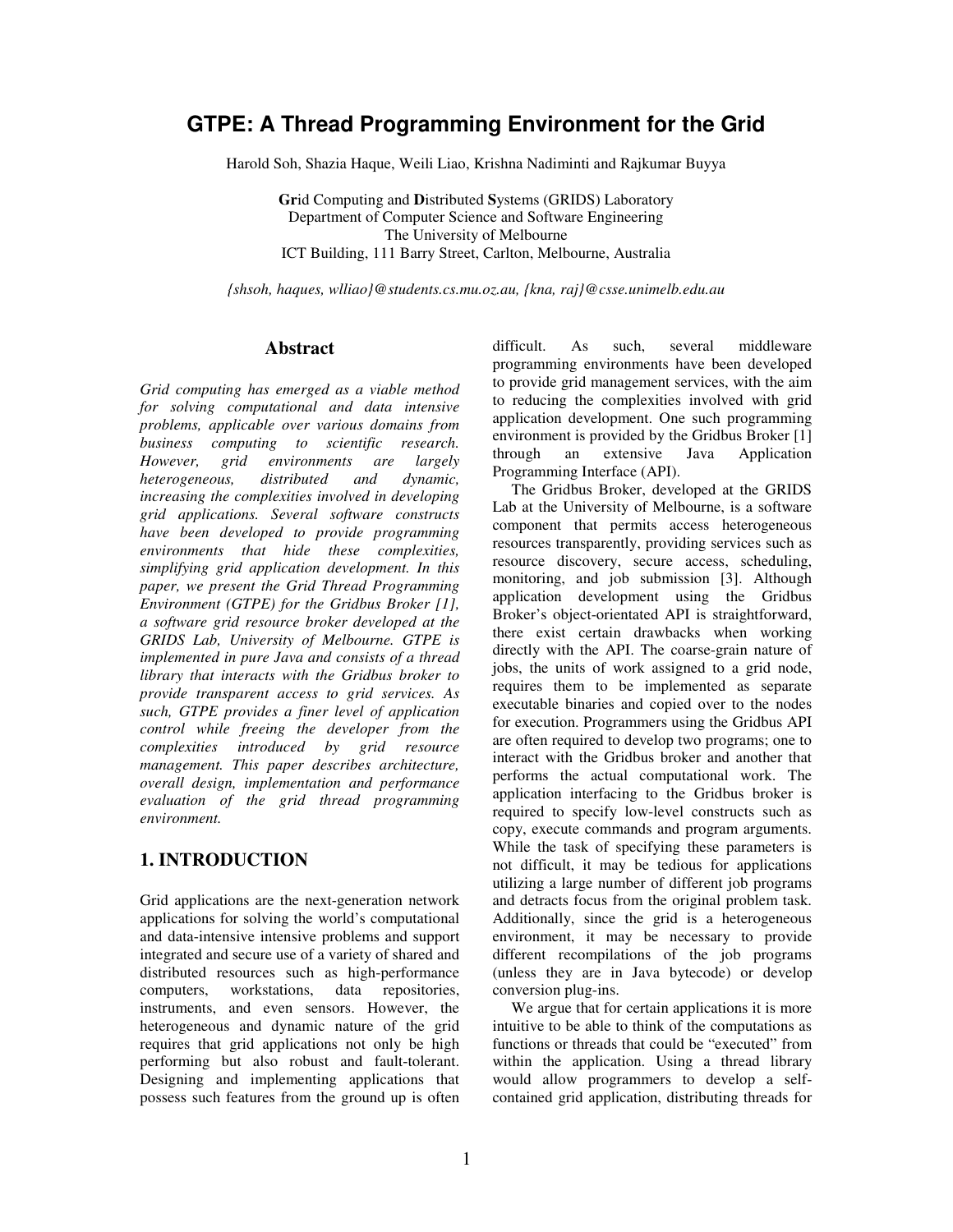# GTPE: A Thread Programming Environment for the Grid

Harold Soh, Shazia Haque, Weili Liao, Krishna Nadiminti and Rajkumar Buyya

**Gr**id Computing and **D**istributed **S**ystems (GRIDS) Laboratory
Department of Computer Science and Software Engineering
The University of Melbourne
ICT Building, 111 Barry Street, Carlton, Melbourne, Australia

*{shsoh, haques, wlliao}@students.cs.mu.oz.au, {kna, raj}@csse.unimelb.edu.au*

## Abstract

*Grid computing has emerged as a viable method for solving computational and data intensive problems, applicable over various domains from business computing to scientific research. However, grid environments are largely heterogeneous, distributed and dynamic, increasing the complexities involved in developing grid applications. Several software constructs have been developed to provide programming environments that hide these complexities, simplifying grid application development. In this paper, we present the Grid Thread Programming Environment (GTPE) for the Gridbus Broker [1], a software grid resource broker developed at the GRIDS Lab, University of Melbourne. GTPE is implemented in pure Java and consists of a thread library that interacts with the Gridbus broker to provide transparent access to grid services. As such, GTPE provides a finer level of application control while freeing the developer from the complexities introduced by grid resource management. This paper describes architecture, overall design, implementation and performance evaluation of the grid thread programming environment.*

## 1. INTRODUCTION

Grid applications are the next-generation network applications for solving the world's computational and data-intensive intensive problems and support integrated and secure use of a variety of shared and distributed resources such as high-performance computers, workstations, data repositories, instruments, and even sensors. However, the heterogeneous and dynamic nature of the grid requires that grid applications not only be high performing but also robust and fault-tolerant. Designing and implementing applications that possess such features from the ground up is often difficult. As such, several middleware programming environments have been developed to provide grid management services, with the aim to reducing the complexities involved with grid application development. One such programming environment is provided by the Gridbus Broker [1] through an extensive Java Application Programming Interface (API).

The Gridbus Broker, developed at the GRIDS Lab at the University of Melbourne, is a software component that permits access heterogeneous resources transparently, providing services such as resource discovery, secure access, scheduling, monitoring, and job submission [3]. Although application development using the Gridbus Broker's object-orientated API is straightforward, there exist certain drawbacks when working directly with the API. The coarse-grain nature of jobs, the units of work assigned to a grid node, requires them to be implemented as separate executable binaries and copied over to the nodes for execution. Programmers using the Gridbus API are often required to develop two programs; one to interact with the Gridbus broker and another that performs the actual computational work. The application interfacing to the Gridbus broker is required to specify low-level constructs such as copy, execute commands and program arguments. While the task of specifying these parameters is not difficult, it may be tedious for applications utilizing a large number of different job programs and detracts focus from the original problem task. Additionally, since the grid is a heterogeneous environment, it may be necessary to provide different recompilations of the job programs (unless they are in Java bytecode) or develop conversion plug-ins.

We argue that for certain applications it is more intuitive to be able to think of the computations as functions or threads that could be "executed" from within the application. Using a thread library would allow programmers to develop a self-contained grid application, distributing threads for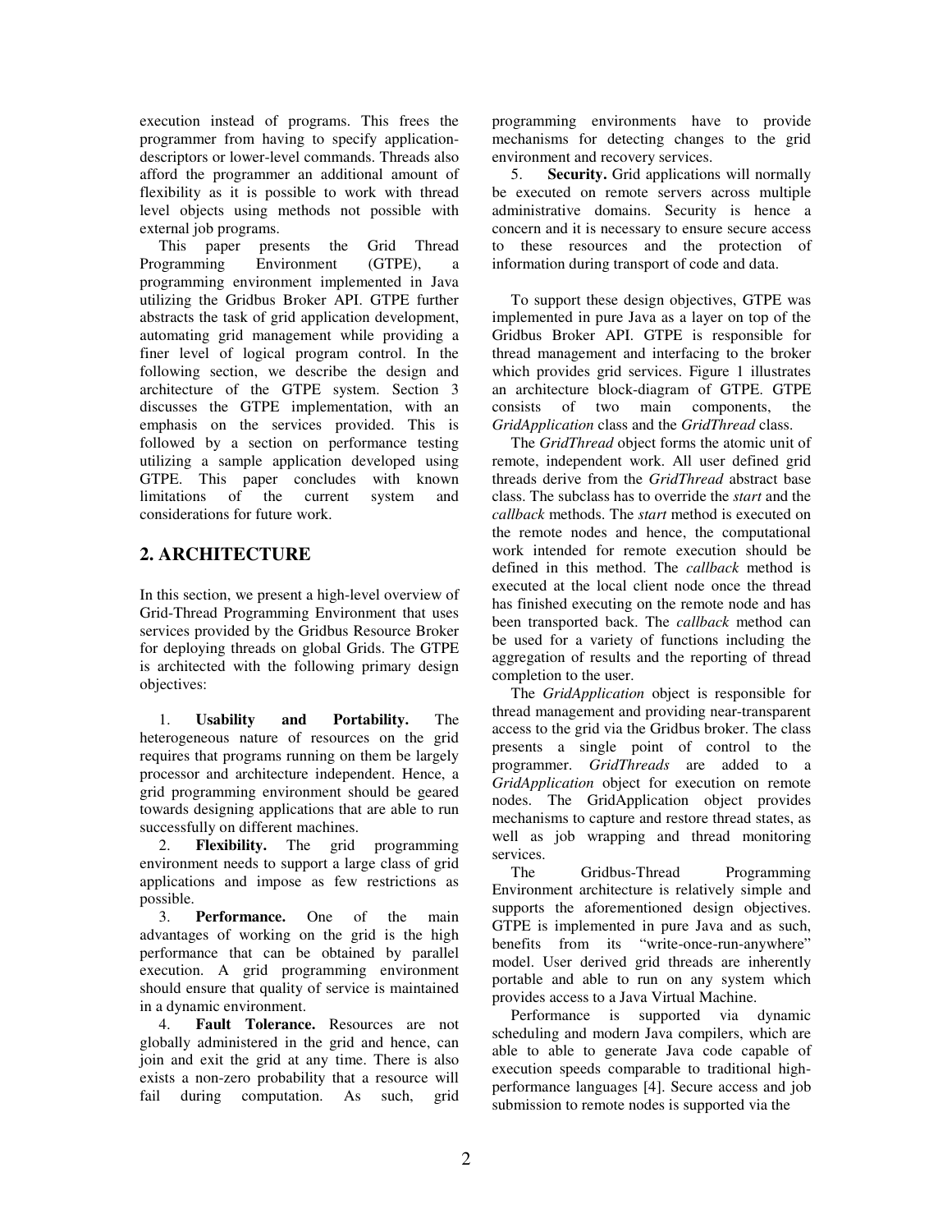execution instead of programs. This frees the programmer from having to specify application-descriptors or lower-level commands. Threads also afford the programmer an additional amount of flexibility as it is possible to work with thread level objects using methods not possible with external job programs.

This paper presents the Grid Thread Programming Environment (GTPE), a programming environment implemented in Java utilizing the Gridbus Broker API. GTPE further abstracts the task of grid application development, automating grid management while providing a finer level of logical program control. In the following section, we describe the design and architecture of the GTPE system. Section 3 discusses the GTPE implementation, with an emphasis on the services provided. This is followed by a section on performance testing utilizing a sample application developed using GTPE. This paper concludes with known limitations of the current system and considerations for future work.

## 2. ARCHITECTURE

In this section, we present a high-level overview of Grid-Thread Programming Environment that uses services provided by the Gridbus Resource Broker for deploying threads on global Grids. The GTPE is architected with the following primary design objectives:

1. **Usability and Portability.** The heterogeneous nature of resources on the grid requires that programs running on them be largely processor and architecture independent. Hence, a grid programming environment should be geared towards designing applications that are able to run successfully on different machines.
2. **Flexibility.** The grid programming environment needs to support a large class of grid applications and impose as few restrictions as possible.
3. **Performance.** One of the main advantages of working on the grid is the high performance that can be obtained by parallel execution. A grid programming environment should ensure that quality of service is maintained in a dynamic environment.
4. **Fault Tolerance.** Resources are not globally administered in the grid and hence, can join and exit the grid at any time. There is also exists a non-zero probability that a resource will fail during computation. As such, grid programming environments have to provide mechanisms for detecting changes to the grid environment and recovery services.
5. **Security.** Grid applications will normally be executed on remote servers across multiple administrative domains. Security is hence a concern and it is necessary to ensure secure access to these resources and the protection of information during transport of code and data.

To support these design objectives, GTPE was implemented in pure Java as a layer on top of the Gridbus Broker API. GTPE is responsible for thread management and interfacing to the broker which provides grid services. Figure 1 illustrates an architecture block-diagram of GTPE. GTPE consists of two main components, the *GridApplication* class and the *GridThread* class.

The *GridThread* object forms the atomic unit of remote, independent work. All user defined grid threads derive from the *GridThread* abstract base class. The subclass has to override the *start* and the *callback* methods. The *start* method is executed on the remote nodes and hence, the computational work intended for remote execution should be defined in this method. The *callback* method is executed at the local client node once the thread has finished executing on the remote node and has been transported back. The *callback* method can be used for a variety of functions including the aggregation of results and the reporting of thread completion to the user.

The *GridApplication* object is responsible for thread management and providing near-transparent access to the grid via the Gridbus broker. The class presents a single point of control to the programmer. *GridThreads* are added to a *GridApplication* object for execution on remote nodes. The GridApplication object provides mechanisms to capture and restore thread states, as well as job wrapping and thread monitoring services.

The Gridbus-Thread Programming Environment architecture is relatively simple and supports the aforementioned design objectives. GTPE is implemented in pure Java and as such, benefits from its "write-once-run-anywhere" model. User derived grid threads are inherently portable and able to run on any system which provides access to a Java Virtual Machine.

Performance is supported via dynamic scheduling and modern Java compilers, which are able to able to generate Java code capable of execution speeds comparable to traditional high-performance languages [4]. Secure access and job submission to remote nodes is supported via the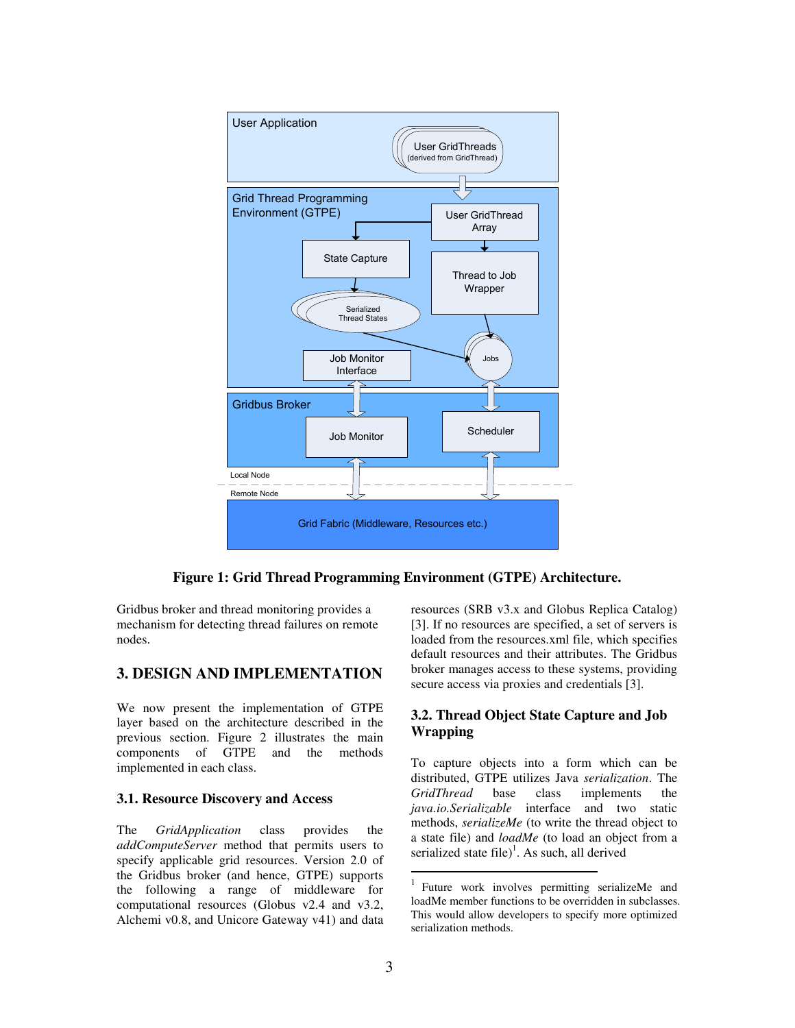**Figure 1: Grid Thread Programming Environment (GTPE) Architecture.**

Gridbus broker and thread monitoring provides a mechanism for detecting thread failures on remote nodes.

## 3. DESIGN AND IMPLEMENTATION

We now present the implementation of GTPE layer based on the architecture described in the previous section. Figure 2 illustrates the main components of GTPE and the methods implemented in each class.

### 3.1. Resource Discovery and Access

The *GridApplication* class provides the *addComputeServer* method that permits users to specify applicable grid resources. Version 2.0 of the Gridbus broker (and hence, GTPE) supports the following a range of middleware for computational resources (Globus v2.4 and v3.2, Alchemi v0.8, and Unicore Gateway v41) and data resources (SRB v3.x and Globus Replica Catalog) [3]. If no resources are specified, a set of servers is loaded from the resources.xml file, which specifies default resources and their attributes. The Gridbus broker manages access to these systems, providing secure access via proxies and credentials [3].

### 3.2. Thread Object State Capture and Job Wrapping

To capture objects into a form which can be distributed, GTPE utilizes Java *serialization*. The *GridThread* base class implements the *java.io.Serializable* interface and two static methods, *serializeMe* (to write the thread object to a state file) and *loadMe* (to load an object from a serialized state file)[1]. As such, all derived

[1] Future work involves permitting serializeMe and loadMe member functions to be overridden in subclasses. This would allow developers to specify more optimized serialization methods.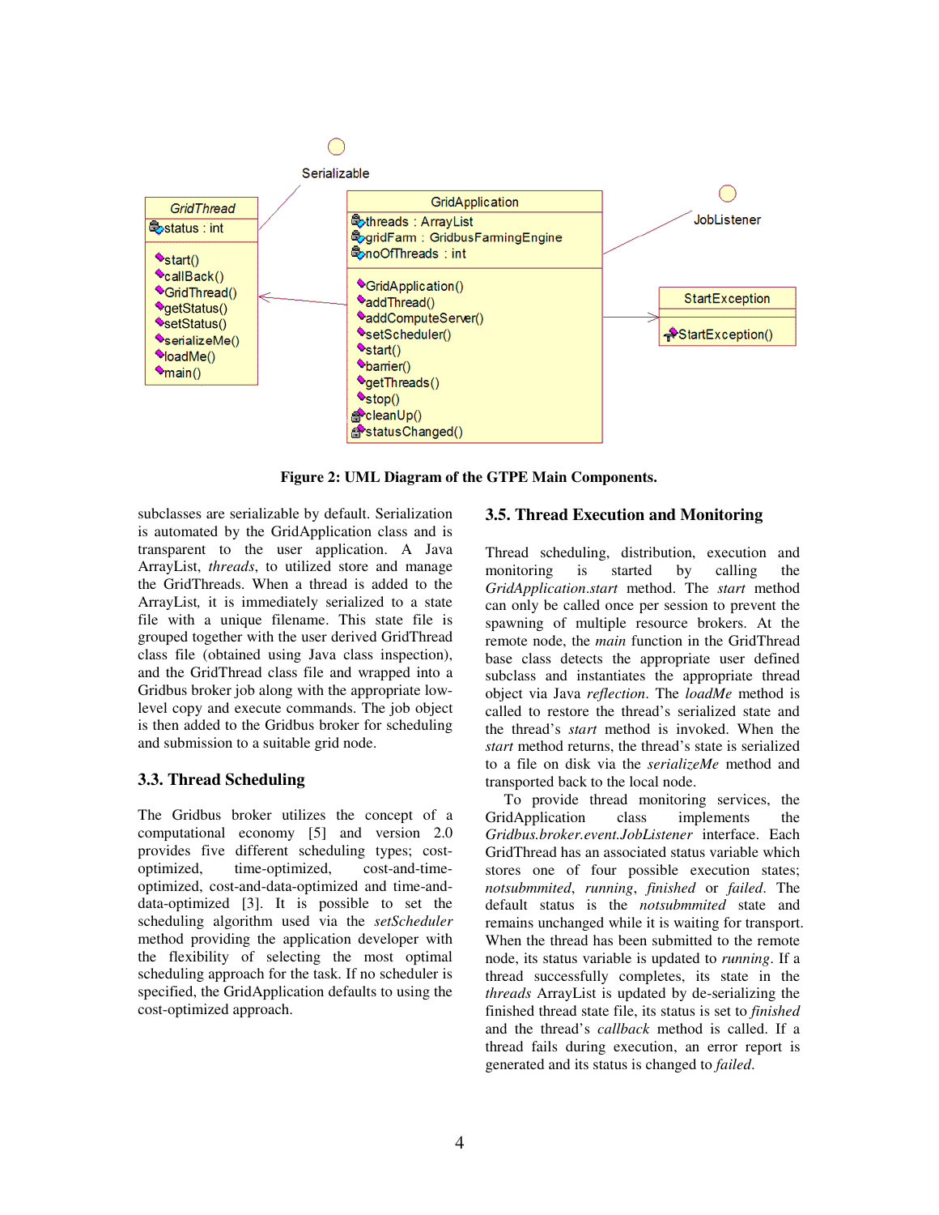**Figure 2: UML Diagram of the GTPE Main Components.**

subclasses are serializable by default. Serialization is automated by the GridApplication class and is transparent to the user application. A Java ArrayList, *threads*, to utilized store and manage the GridThreads. When a thread is added to the ArrayList, it is immediately serialized to a state file with a unique filename. This state file is grouped together with the user derived GridThread class file (obtained using Java class inspection), and the GridThread class file and wrapped into a Gridbus broker job along with the appropriate low-level copy and execute commands. The job object is then added to the Gridbus broker for scheduling and submission to a suitable grid node.

### 3.3. Thread Scheduling

The Gridbus broker utilizes the concept of a computational economy [5] and version 2.0 provides five different scheduling types; cost-optimized, time-optimized, cost-and-time-optimized, cost-and-data-optimized and time-and-data-optimized [3]. It is possible to set the scheduling algorithm used via the *setScheduler* method providing the application developer with the flexibility of selecting the most optimal scheduling approach for the task. If no scheduler is specified, the GridApplication defaults to using the cost-optimized approach.

### 3.5. Thread Execution and Monitoring

Thread scheduling, distribution, execution and monitoring is started by calling the *GridApplication.start* method. The *start* method can only be called once per session to prevent the spawning of multiple resource brokers. At the remote node, the *main* function in the GridThread base class detects the appropriate user defined subclass and instantiates the appropriate thread object via Java *reflection*. The *loadMe* method is called to restore the thread's serialized state and the thread's *start* method is invoked. When the *start* method returns, the thread's state is serialized to a file on disk via the *serializeMe* method and transported back to the local node.

To provide thread monitoring services, the GridApplication class implements the *Gridbus.broker.event.JobListener* interface. Each GridThread has an associated status variable which stores one of four possible execution states; *notsubmmited*, *running*, *finished* or *failed*. The default status is the *notsubmmited* state and remains unchanged while it is waiting for transport. When the thread has been submitted to the remote node, its status variable is updated to *running*. If a thread successfully completes, its state in the *threads* ArrayList is updated by de-serializing the finished thread state file, its status is set to *finished* and the thread's *callback* method is called. If a thread fails during execution, an error report is generated and its status is changed to *failed*.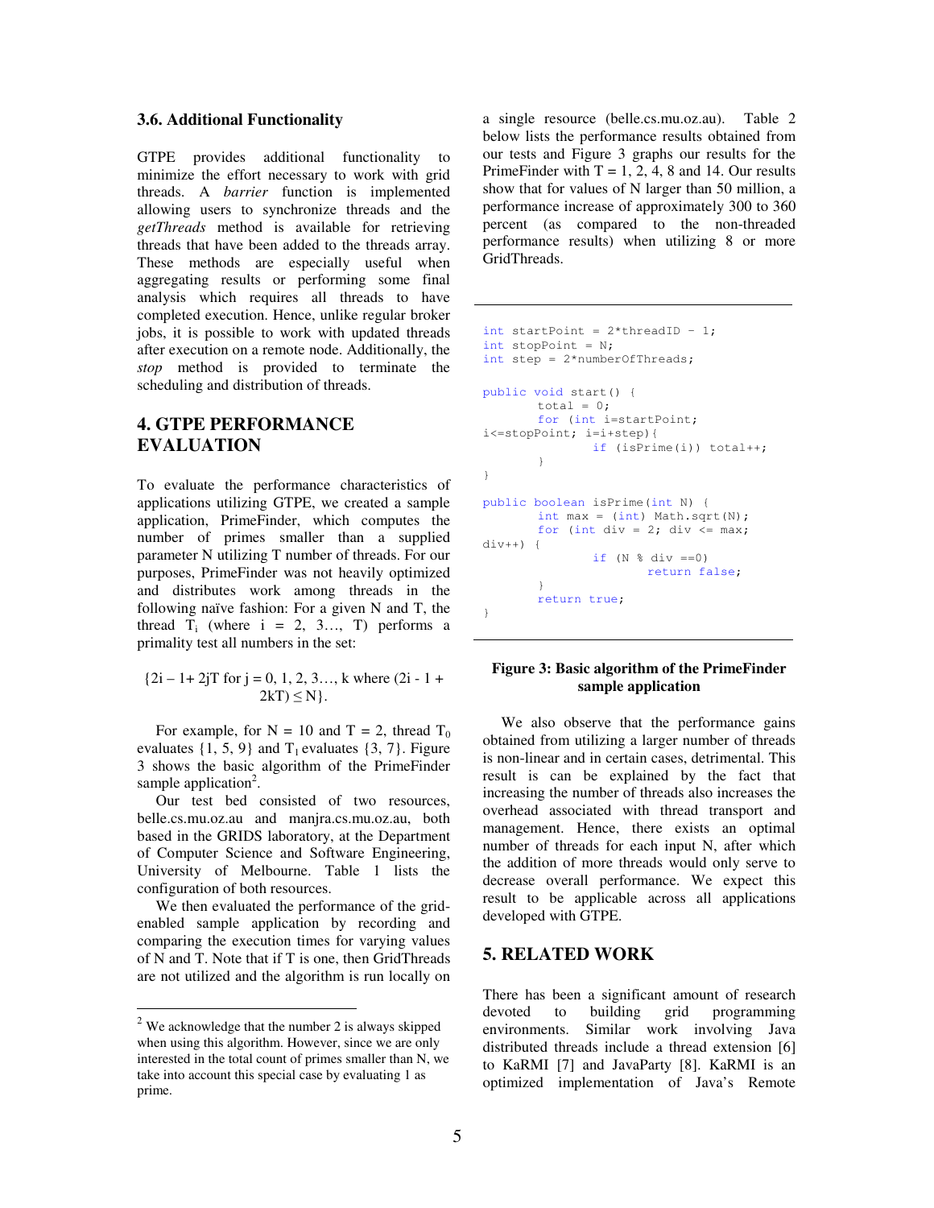### 3.6. Additional Functionality

GTPE provides additional functionality to minimize the effort necessary to work with grid threads. A *barrier* function is implemented allowing users to synchronize threads and the *getThreads* method is available for retrieving threads that have been added to the threads array. These methods are especially useful when aggregating results or performing some final analysis which requires all threads to have completed execution. Hence, unlike regular broker jobs, it is possible to work with updated threads after execution on a remote node. Additionally, the *stop* method is provided to terminate the scheduling and distribution of threads.

## 4. GTPE PERFORMANCE EVALUATION

To evaluate the performance characteristics of applications utilizing GTPE, we created a sample application, PrimeFinder, which computes the number of primes smaller than a supplied parameter N utilizing T number of threads. For our purposes, PrimeFinder was not heavily optimized and distributes work among threads in the following naïve fashion: For a given N and T, the thread $T_i$ (where i = 2, 3…, T) performs a primality test all numbers in the set:

$$\{2i - 1 + 2jT \text{ for } j = 0, 1, 2, 3\ldots, k \text{ where } (2i - 1 + 2kT) \leq N\}.$$

For example, for N = 10 and T = 2, thread $T_0$ evaluates {1, 5, 9} and $T_1$ evaluates {3, 7}. Figure 3 shows the basic algorithm of the PrimeFinder sample application[2].

Our test bed consisted of two resources, belle.cs.mu.oz.au and manjra.cs.mu.oz.au, both based in the GRIDS laboratory, at the Department of Computer Science and Software Engineering, University of Melbourne. Table 1 lists the configuration of both resources.

We then evaluated the performance of the grid-enabled sample application by recording and comparing the execution times for varying values of N and T. Note that if T is one, then GridThreads are not utilized and the algorithm is run locally on a single resource (belle.cs.mu.oz.au). Table 2 below lists the performance results obtained from our tests and Figure 3 graphs our results for the PrimeFinder with T = 1, 2, 4, 8 and 14. Our results show that for values of N larger than 50 million, a performance increase of approximately 300 to 360 percent (as compared to the non-threaded performance results) when utilizing 8 or more GridThreads.

```
int startPoint = 2*threadID - 1;
int stopPoint = N;
int step = 2*numberOfThreads;

public void start() {
        total = 0;
        for (int i=startPoint;
i<=stopPoint; i=i+step){
                if (isPrime(i)) total++;
        }
}

public boolean isPrime(int N) {
        int max = (int) Math.sqrt(N);
        for (int div = 2; div <= max;
div++) {
                if (N % div ==0)
                        return false;
        }
        return true;
}
```

**Figure 3: Basic algorithm of the PrimeFinder sample application**

We also observe that the performance gains obtained from utilizing a larger number of threads is non-linear and in certain cases, detrimental. This result is can be explained by the fact that increasing the number of threads also increases the overhead associated with thread transport and management. Hence, there exists an optimal number of threads for each input N, after which the addition of more threads would only serve to decrease overall performance. We expect this result to be applicable across all applications developed with GTPE.

## 5. RELATED WORK

There has been a significant amount of research devoted to building grid programming environments. Similar work involving Java distributed threads include a thread extension [6] to KaRMI [7] and JavaParty [8]. KaRMI is an optimized implementation of Java's Remote

---

[2] We acknowledge that the number 2 is always skipped when using this algorithm. However, since we are only interested in the total count of primes smaller than N, we take into account this special case by evaluating 1 as prime.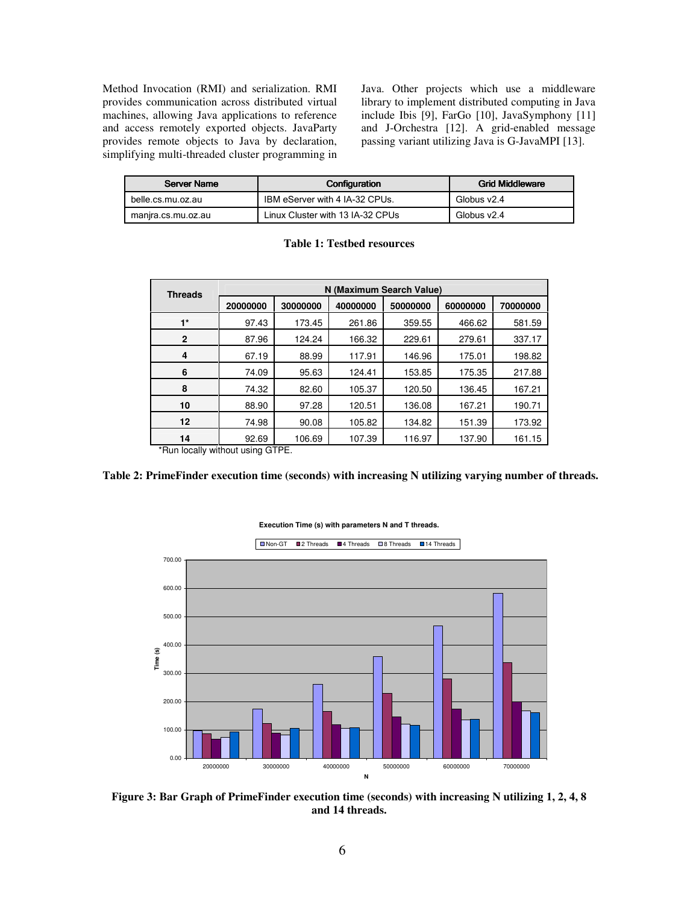Method Invocation (RMI) and serialization. RMI provides communication across distributed virtual machines, allowing Java applications to reference and access remotely exported objects. JavaParty provides remote objects to Java by declaration, simplifying multi-threaded cluster programming in Java. Other projects which use a middleware library to implement distributed computing in Java include Ibis [9], FarGo [10], JavaSymphony [11] and J-Orchestra [12]. A grid-enabled message passing variant utilizing Java is G-JavaMPI [13].

| Server Name | Configuration | Grid Middleware |
|---|---|---|
| belle.cs.mu.oz.au | IBM eServer with 4 IA-32 CPUs. | Globus v2.4 |
| manjra.cs.mu.oz.au | Linux Cluster with 13 IA-32 CPUs | Globus v2.4 |

**Table 1: Testbed resources**

| Threads | N (Maximum Search Value) | | | | | |
|---|---|---|---|---|---|---|
| | 20000000 | 30000000 | 40000000 | 50000000 | 60000000 | 70000000 |
| 1* | 97.43 | 173.45 | 261.86 | 359.55 | 466.62 | 581.59 |
| 2 | 87.96 | 124.24 | 166.32 | 229.61 | 279.61 | 337.17 |
| 4 | 67.19 | 88.99 | 117.91 | 146.96 | 175.01 | 198.82 |
| 6 | 74.09 | 95.63 | 124.41 | 153.85 | 175.35 | 217.88 |
| 8 | 74.32 | 82.60 | 105.37 | 120.50 | 136.45 | 167.21 |
| 10 | 88.90 | 97.28 | 120.51 | 136.08 | 167.21 | 190.71 |
| 12 | 74.98 | 90.08 | 105.82 | 134.82 | 151.39 | 173.92 |
| 14 | 92.69 | 106.69 | 107.39 | 116.97 | 137.90 | 161.15 |

*Run locally without using GTPE.

**Table 2: PrimeFinder execution time (seconds) with increasing N utilizing varying number of threads.**

**Figure 3: Bar Graph of PrimeFinder execution time (seconds) with increasing N utilizing 1, 2, 4, 8 and 14 threads.**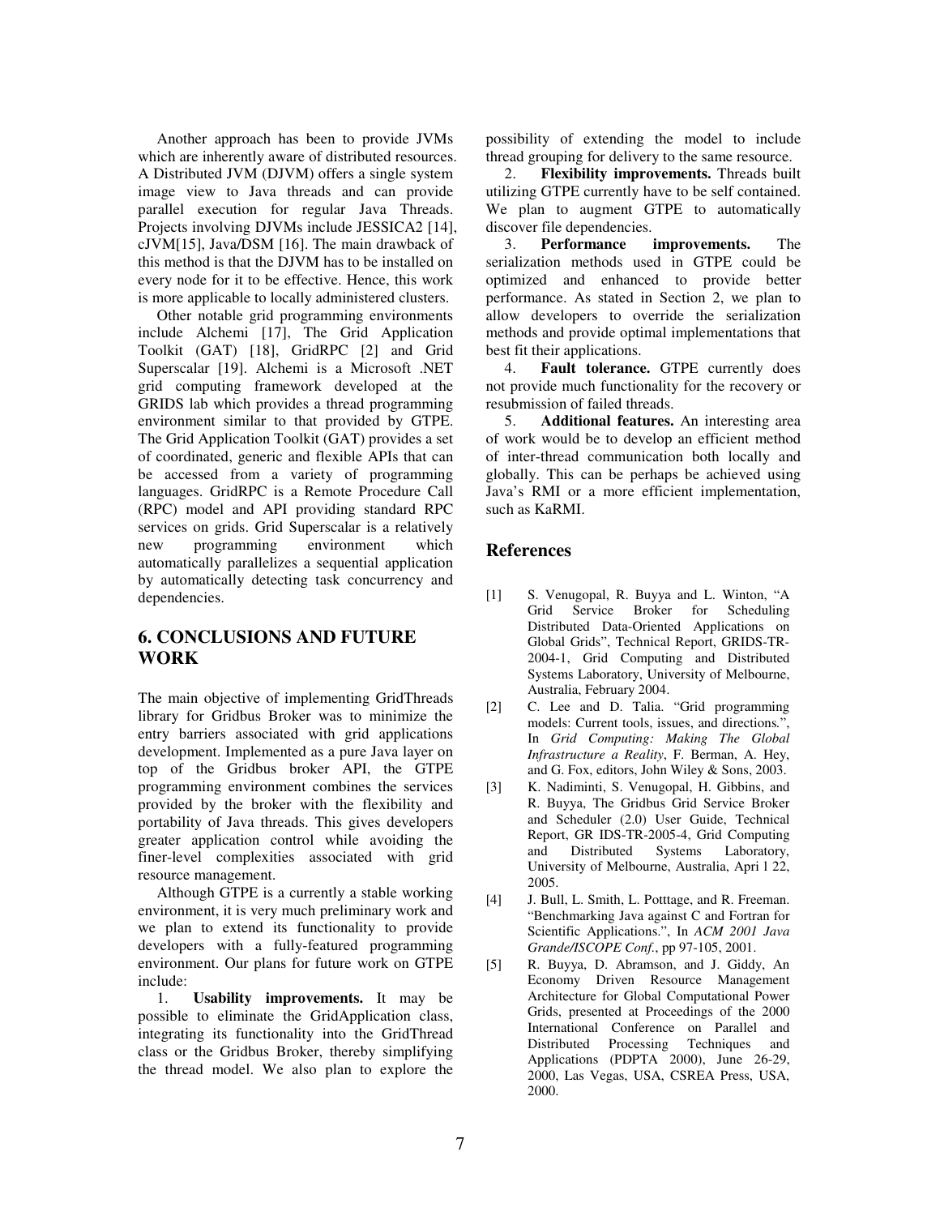Another approach has been to provide JVMs which are inherently aware of distributed resources. A Distributed JVM (DJVM) offers a single system image view to Java threads and can provide parallel execution for regular Java Threads. Projects involving DJVMs include JESSICA2 [14], cJVM[15], Java/DSM [16]. The main drawback of this method is that the DJVM has to be installed on every node for it to be effective. Hence, this work is more applicable to locally administered clusters.

Other notable grid programming environments include Alchemi [17], The Grid Application Toolkit (GAT) [18], GridRPC [2] and Grid Superscalar [19]. Alchemi is a Microsoft .NET grid computing framework developed at the GRIDS lab which provides a thread programming environment similar to that provided by GTPE. The Grid Application Toolkit (GAT) provides a set of coordinated, generic and flexible APIs that can be accessed from a variety of programming languages. GridRPC is a Remote Procedure Call (RPC) model and API providing standard RPC services on grids. Grid Superscalar is a relatively new programming environment which automatically parallelizes a sequential application by automatically detecting task concurrency and dependencies.

## 6. CONCLUSIONS AND FUTURE WORK

The main objective of implementing GridThreads library for Gridbus Broker was to minimize the entry barriers associated with grid applications development. Implemented as a pure Java layer on top of the Gridbus broker API, the GTPE programming environment combines the services provided by the broker with the flexibility and portability of Java threads. This gives developers greater application control while avoiding the finer-level complexities associated with grid resource management.

Although GTPE is a currently a stable working environment, it is very much preliminary work and we plan to extend its functionality to provide developers with a fully-featured programming environment. Our plans for future work on GTPE include:

1. **Usability improvements.** It may be possible to eliminate the GridApplication class, integrating its functionality into the GridThread class or the Gridbus Broker, thereby simplifying the thread model. We also plan to explore the possibility of extending the model to include thread grouping for delivery to the same resource.
2. **Flexibility improvements.** Threads built utilizing GTPE currently have to be self contained. We plan to augment GTPE to automatically discover file dependencies.
3. **Performance improvements.** The serialization methods used in GTPE could be optimized and enhanced to provide better performance. As stated in Section 2, we plan to allow developers to override the serialization methods and provide optimal implementations that best fit their applications.
4. **Fault tolerance.** GTPE currently does not provide much functionality for the recovery or resubmission of failed threads.
5. **Additional features.** An interesting area of work would be to develop an efficient method of inter-thread communication both locally and globally. This can be perhaps be achieved using Java's RMI or a more efficient implementation, such as KaRMI.

## References

[1] S. Venugopal, R. Buyya and L. Winton, "A Grid Service Broker for Scheduling Distributed Data-Oriented Applications on Global Grids", Technical Report, GRIDS-TR-2004-1, Grid Computing and Distributed Systems Laboratory, University of Melbourne, Australia, February 2004.

[2] C. Lee and D. Talia. "Grid programming models: Current tools, issues, and directions.", In *Grid Computing: Making The Global Infrastructure a Reality*, F. Berman, A. Hey, and G. Fox, editors, John Wiley & Sons, 2003.

[3] K. Nadiminti, S. Venugopal, H. Gibbins, and R. Buyya, The Gridbus Grid Service Broker and Scheduler (2.0) User Guide, Technical Report, GR IDS-TR-2005-4, Grid Computing and Distributed Systems Laboratory, University of Melbourne, Australia, Apri l 22, 2005.

[4] J. Bull, L. Smith, L. Potttage, and R. Freeman. "Benchmarking Java against C and Fortran for Scientific Applications.", In *ACM 2001 Java Grande/ISCOPE Conf.*, pp 97-105, 2001.

[5] R. Buyya, D. Abramson, and J. Giddy, An Economy Driven Resource Management Architecture for Global Computational Power Grids, presented at Proceedings of the 2000 International Conference on Parallel and Distributed Processing Techniques and Applications (PDPTA 2000), June 26-29, 2000, Las Vegas, USA, CSREA Press, USA, 2000.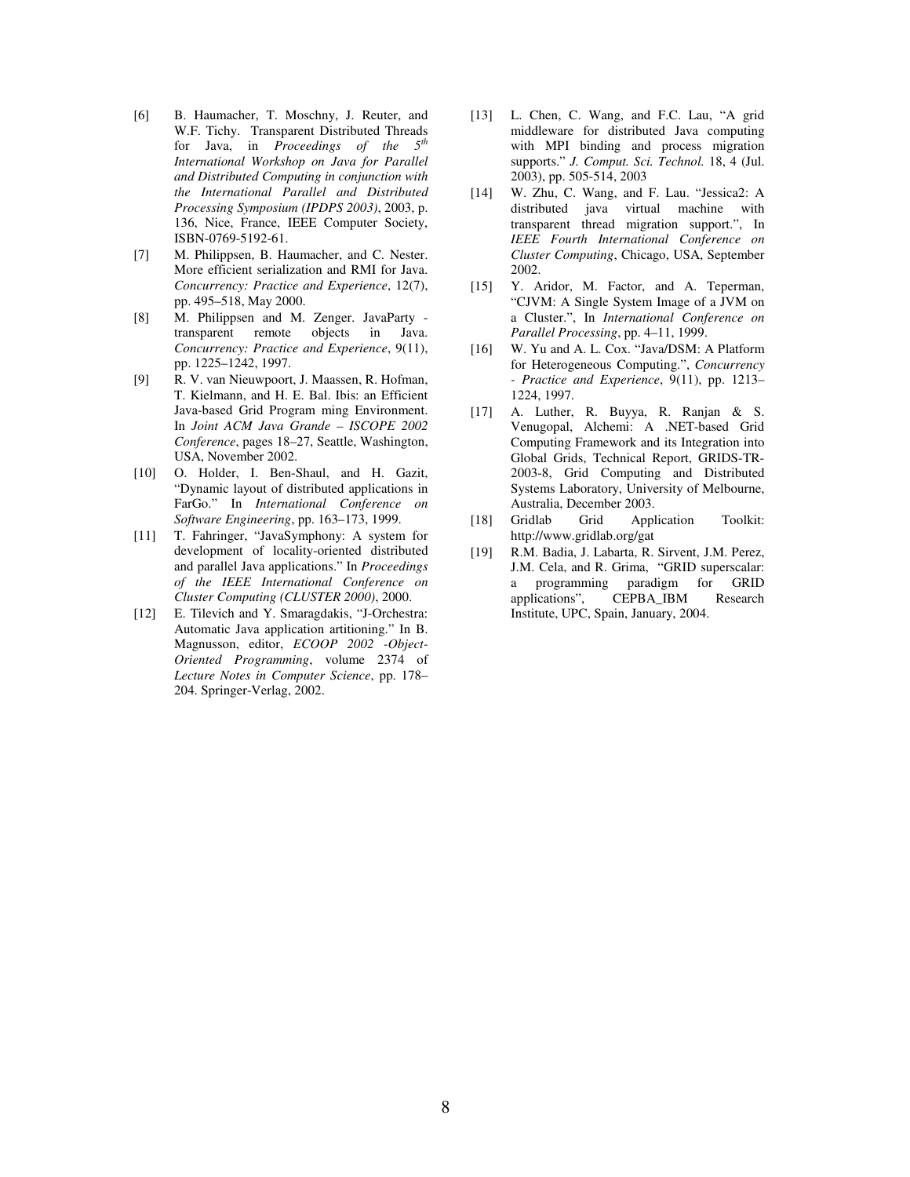[6] B. Haumacher, T. Moschny, J. Reuter, and W.F. Tichy. Transparent Distributed Threads for Java, in *Proceedings of the 5th International Workshop on Java for Parallel and Distributed Computing in conjunction with the International Parallel and Distributed Processing Symposium (IPDPS 2003)*, 2003, p. 136, Nice, France, IEEE Computer Society, ISBN-0769-5192-61.

[7] M. Philippsen, B. Haumacher, and C. Nester. More efficient serialization and RMI for Java. *Concurrency: Practice and Experience*, 12(7), pp. 495–518, May 2000.

[8] M. Philippsen and M. Zenger. JavaParty - transparent remote objects in Java. *Concurrency: Practice and Experience*, 9(11), pp. 1225–1242, 1997.

[9] R. V. van Nieuwpoort, J. Maassen, R. Hofman, T. Kielmann, and H. E. Bal. Ibis: an Efficient Java-based Grid Program ming Environment. In *Joint ACM Java Grande – ISCOPE 2002 Conference*, pages 18–27, Seattle, Washington, USA, November 2002.

[10] O. Holder, I. Ben-Shaul, and H. Gazit, "Dynamic layout of distributed applications in FarGo." In *International Conference on Software Engineering*, pp. 163–173, 1999.

[11] T. Fahringer, "JavaSymphony: A system for development of locality-oriented distributed and parallel Java applications." In *Proceedings of the IEEE International Conference on Cluster Computing (CLUSTER 2000)*, 2000.

[12] E. Tilevich and Y. Smaragdakis, "J-Orchestra: Automatic Java application artitioning." In B. Magnusson, editor, *ECOOP 2002 -Object-Oriented Programming*, volume 2374 of *Lecture Notes in Computer Science*, pp. 178–204. Springer-Verlag, 2002.

[13] L. Chen, C. Wang, and F.C. Lau, "A grid middleware for distributed Java computing with MPI binding and process migration supports." *J. Comput. Sci. Technol.* 18, 4 (Jul. 2003), pp. 505-514, 2003

[14] W. Zhu, C. Wang, and F. Lau. "Jessica2: A distributed java virtual machine with transparent thread migration support.", In *IEEE Fourth International Conference on Cluster Computing*, Chicago, USA, September 2002.

[15] Y. Aridor, M. Factor, and A. Teperman, "CJVM: A Single System Image of a JVM on a Cluster.", In *International Conference on Parallel Processing*, pp. 4–11, 1999.

[16] W. Yu and A. L. Cox. "Java/DSM: A Platform for Heterogeneous Computing.", *Concurrency - Practice and Experience*, 9(11), pp. 1213–1224, 1997.

[17] A. Luther, R. Buyya, R. Ranjan & S. Venugopal, Alchemi: A .NET-based Grid Computing Framework and its Integration into Global Grids, Technical Report, GRIDS-TR-2003-8, Grid Computing and Distributed Systems Laboratory, University of Melbourne, Australia, December 2003.

[18] Gridlab Grid Application Toolkit: http://www.gridlab.org/gat

[19] R.M. Badia, J. Labarta, R. Sirvent, J.M. Perez, J.M. Cela, and R. Grima, "GRID superscalar: a programming paradigm for GRID applications", CEPBA_IBM Research Institute, UPC, Spain, January, 2004.